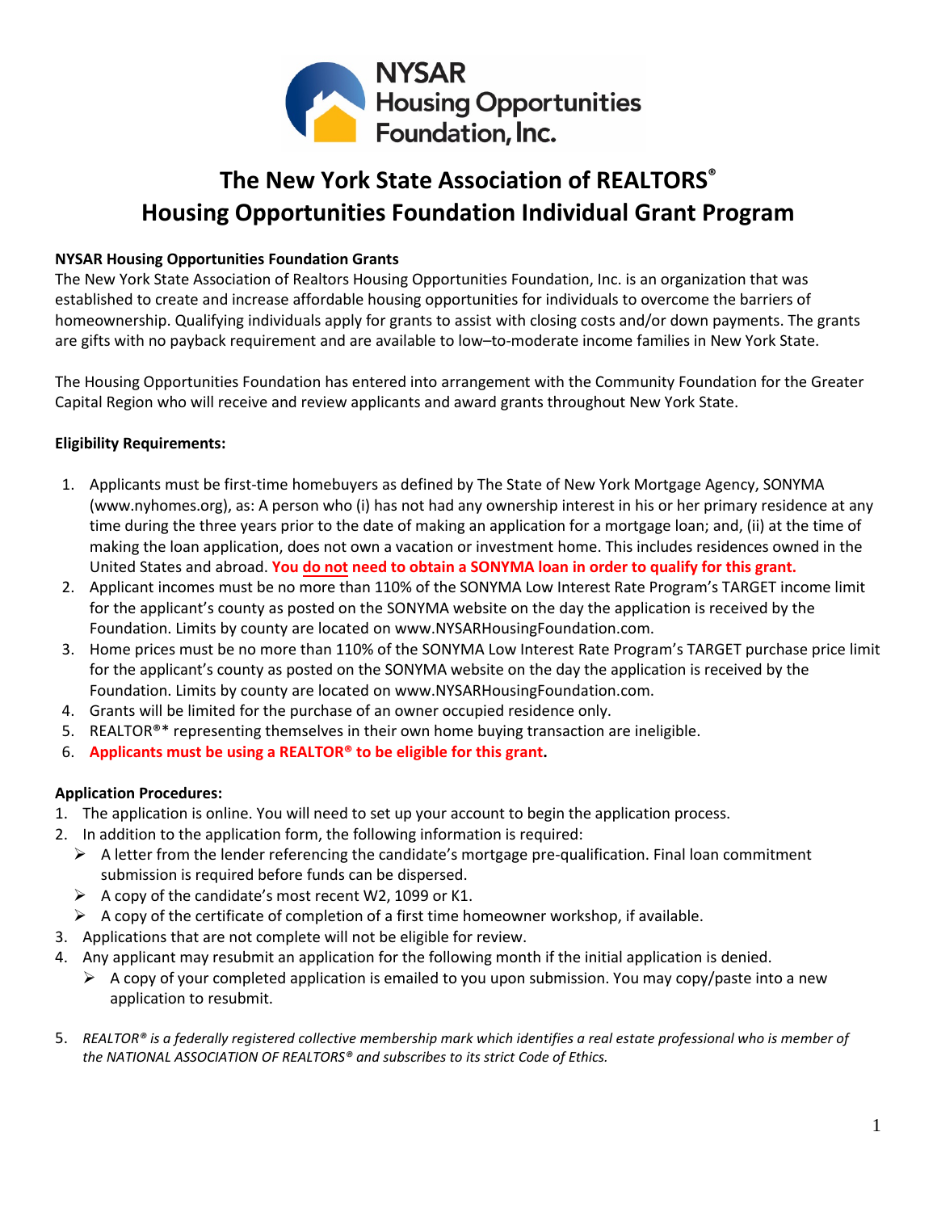NYSAR Housing Opportunities Foundation, Inc.

# The New York State Association of REALTORS®
# Housing Opportunities Foundation Individual Grant Program

**NYSAR Housing Opportunities Foundation Grants**

The New York State Association of Realtors Housing Opportunities Foundation, Inc. is an organization that was established to create and increase affordable housing opportunities for individuals to overcome the barriers of homeownership. Qualifying individuals apply for grants to assist with closing costs and/or down payments. The grants are gifts with no payback requirement and are available to low–to-moderate income families in New York State.

The Housing Opportunities Foundation has entered into arrangement with the Community Foundation for the Greater Capital Region who will receive and review applicants and award grants throughout New York State.

**Eligibility Requirements:**

1. Applicants must be first-time homebuyers as defined by The State of New York Mortgage Agency, SONYMA (www.nyhomes.org), as: A person who (i) has not had any ownership interest in his or her primary residence at any time during the three years prior to the date of making an application for a mortgage loan; and, (ii) at the time of making the loan application, does not own a vacation or investment home. This includes residences owned in the United States and abroad. **You do not need to obtain a SONYMA loan in order to qualify for this grant.**
2. Applicant incomes must be no more than 110% of the SONYMA Low Interest Rate Program's TARGET income limit for the applicant's county as posted on the SONYMA website on the day the application is received by the Foundation. Limits by county are located on www.NYSARHousingFoundation.com.
3. Home prices must be no more than 110% of the SONYMA Low Interest Rate Program's TARGET purchase price limit for the applicant's county as posted on the SONYMA website on the day the application is received by the Foundation. Limits by county are located on www.NYSARHousingFoundation.com.
4. Grants will be limited for the purchase of an owner occupied residence only.
5. REALTOR®* representing themselves in their own home buying transaction are ineligible.
6. **Applicants must be using a REALTOR® to be eligible for this grant.**

**Application Procedures:**

1. The application is online. You will need to set up your account to begin the application process.
2. In addition to the application form, the following information is required:
   - A letter from the lender referencing the candidate's mortgage pre-qualification. Final loan commitment submission is required before funds can be dispersed.
   - A copy of the candidate's most recent W2, 1099 or K1.
   - A copy of the certificate of completion of a first time homeowner workshop, if available.
3. Applications that are not complete will not be eligible for review.
4. Any applicant may resubmit an application for the following month if the initial application is denied.
   - A copy of your completed application is emailed to you upon submission. You may copy/paste into a new application to resubmit.
5. *REALTOR® is a federally registered collective membership mark which identifies a real estate professional who is member of the NATIONAL ASSOCIATION OF REALTORS® and subscribes to its strict Code of Ethics.*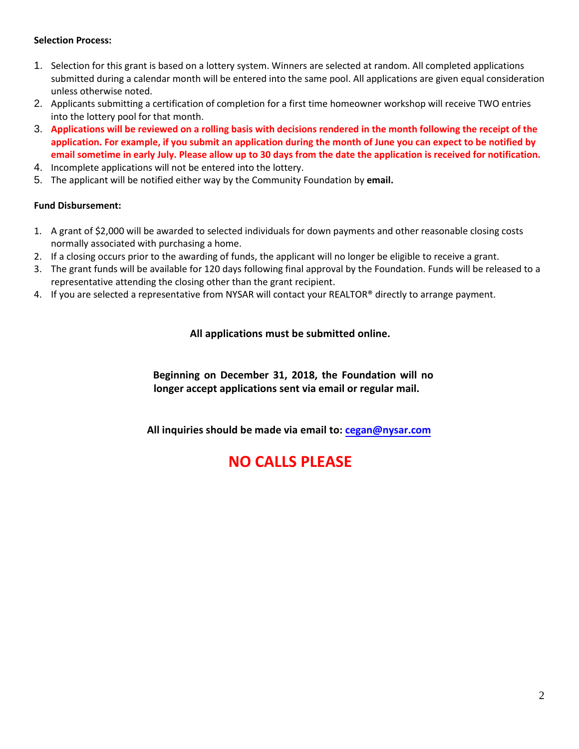**Selection Process:**

1. Selection for this grant is based on a lottery system. Winners are selected at random. All completed applications submitted during a calendar month will be entered into the same pool. All applications are given equal consideration unless otherwise noted.
2. Applicants submitting a certification of completion for a first time homeowner workshop will receive TWO entries into the lottery pool for that month.
3. **Applications will be reviewed on a rolling basis with decisions rendered in the month following the receipt of the application. For example, if you submit an application during the month of June you can expect to be notified by email sometime in early July. Please allow up to 30 days from the date the application is received for notification.**
4. Incomplete applications will not be entered into the lottery.
5. The applicant will be notified either way by the Community Foundation by **email.**

**Fund Disbursement:**

1. A grant of $2,000 will be awarded to selected individuals for down payments and other reasonable closing costs normally associated with purchasing a home.
2. If a closing occurs prior to the awarding of funds, the applicant will no longer be eligible to receive a grant.
3. The grant funds will be available for 120 days following final approval by the Foundation. Funds will be released to a representative attending the closing other than the grant recipient.
4. If you are selected a representative from NYSAR will contact your REALTOR® directly to arrange payment.

**All applications must be submitted online.**

**Beginning on December 31, 2018, the Foundation will no longer accept applications sent via email or regular mail.**

**All inquiries should be made via email to: cegan@nysar.com**

# NO CALLS PLEASE